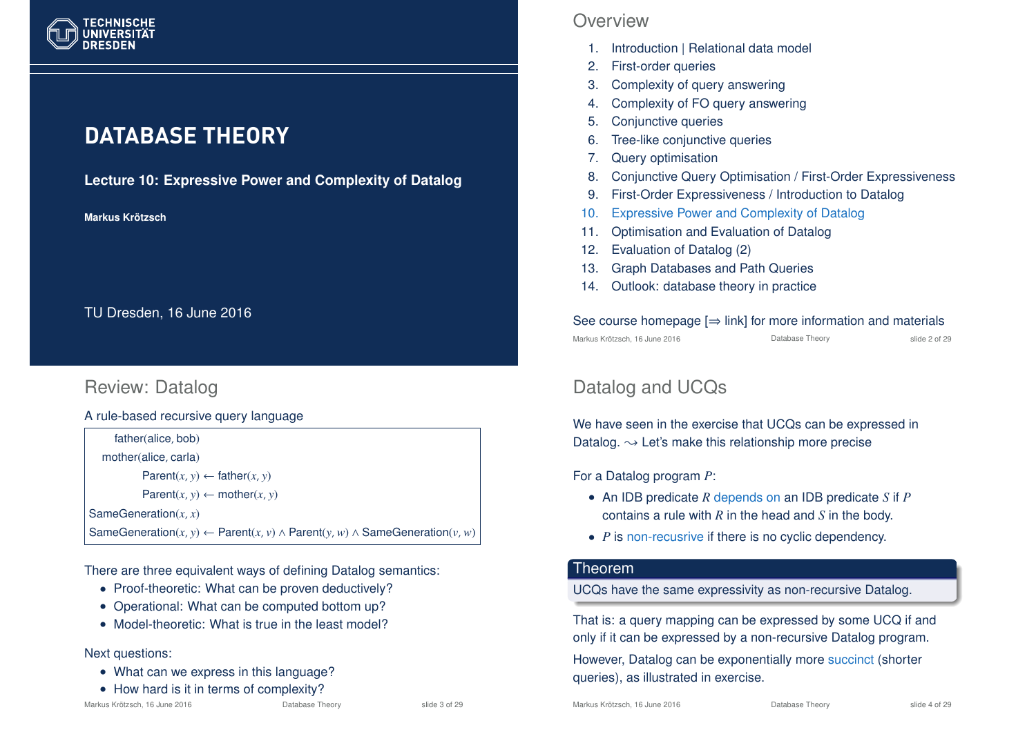# DATABASE THEORY

**Lecture 10: Expressive Power and Complexity of Datalog**

**Markus Krötzsch**

TU Dresden, 16 June 2016

## Overview

1. Introduction | Relational data model
2. First-order queries
3. Complexity of query answering
4. Complexity of FO query answering
5. Conjunctive queries
6. Tree-like conjunctive queries
7. Query optimisation
8. Conjunctive Query Optimisation / First-Order Expressiveness
9. First-Order Expressiveness / Introduction to Datalog
10. Expressive Power and Complexity of Datalog
11. Optimisation and Evaluation of Datalog
12. Evaluation of Datalog (2)
13. Graph Databases and Path Queries
14. Outlook: database theory in practice

See course homepage [⇒ link] for more information and materials

## Review: Datalog

A rule-based recursive query language

$$\text{father}(\text{alice}, \text{bob})$$
$$\text{mother}(\text{alice}, \text{carla})$$
$$\text{Parent}(x, y) \leftarrow \text{father}(x, y)$$
$$\text{Parent}(x, y) \leftarrow \text{mother}(x, y)$$
$$\text{SameGeneration}(x, x)$$
$$\text{SameGeneration}(x, y) \leftarrow \text{Parent}(x, v) \wedge \text{Parent}(y, w) \wedge \text{SameGeneration}(v, w)$$

There are three equivalent ways of defining Datalog semantics:

- Proof-theoretic: What can be proven deductively?
- Operational: What can be computed bottom up?
- Model-theoretic: What is true in the least model?

Next questions:

- What can we express in this language?
- How hard is it in terms of complexity?

## Datalog and UCQs

We have seen in the exercise that UCQs can be expressed in Datalog. ⇝ Let's make this relationship more precise

For a Datalog program $P$:

- An IDB predicate $R$ depends on an IDB predicate $S$ if $P$ contains a rule with $R$ in the head and $S$ in the body.
- $P$ is non-recusrive if there is no cyclic dependency.

**Theorem**

UCQs have the same expressivity as non-recursive Datalog.

That is: a query mapping can be expressed by some UCQ if and only if it can be expressed by a non-recursive Datalog program.

However, Datalog can be exponentially more succinct (shorter queries), as illustrated in exercise.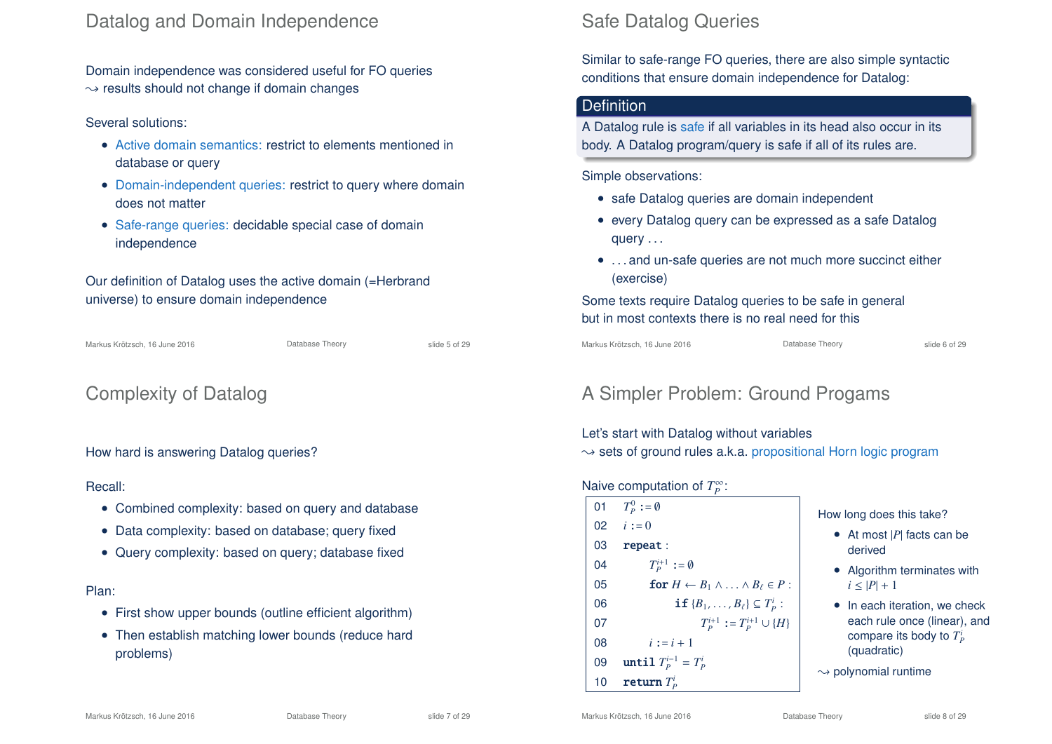# Datalog and Domain Independence

Domain independence was considered useful for FO queries
⇝ results should not change if domain changes

Several solutions:

- Active domain semantics: restrict to elements mentioned in database or query
- Domain-independent queries: restrict to query where domain does not matter
- Safe-range queries: decidable special case of domain independence

Our definition of Datalog uses the active domain (=Herbrand universe) to ensure domain independence

# Safe Datalog Queries

Similar to safe-range FO queries, there are also simple syntactic conditions that ensure domain independence for Datalog:

**Definition**

A Datalog rule is safe if all variables in its head also occur in its body. A Datalog program/query is safe if all of its rules are.

Simple observations:

- safe Datalog queries are domain independent
- every Datalog query can be expressed as a safe Datalog query ...
- ... and un-safe queries are not much more succinct either (exercise)

Some texts require Datalog queries to be safe in general but in most contexts there is no real need for this

# Complexity of Datalog

How hard is answering Datalog queries?

Recall:

- Combined complexity: based on query and database
- Data complexity: based on database; query fixed
- Query complexity: based on query; database fixed

Plan:

- First show upper bounds (outline efficient algorithm)
- Then establish matching lower bounds (reduce hard problems)

# A Simpler Problem: Ground Progams

Let's start with Datalog without variables
⇝ sets of ground rules a.k.a. propositional Horn logic program

Naive computation of $T_P^\infty$:

```
01  T_P^0 := ∅
02  i := 0
03  repeat :
04      T_P^{i+1} := ∅
05      for H ← B_1 ∧ ... ∧ B_ℓ ∈ P :
06          if {B_1, ..., B_ℓ} ⊆ T_P^i :
07              T_P^{i+1} := T_P^{i+1} ∪ {H}
08      i := i + 1
09  until T_P^{i-1} = T_P^i
10  return T_P^i
```

How long does this take?

- At most $|P|$ facts can be derived
- Algorithm terminates with $i \leq |P| + 1$
- In each iteration, we check each rule once (linear), and compare its body to $T_P^i$ (quadratic)

⇝ polynomial runtime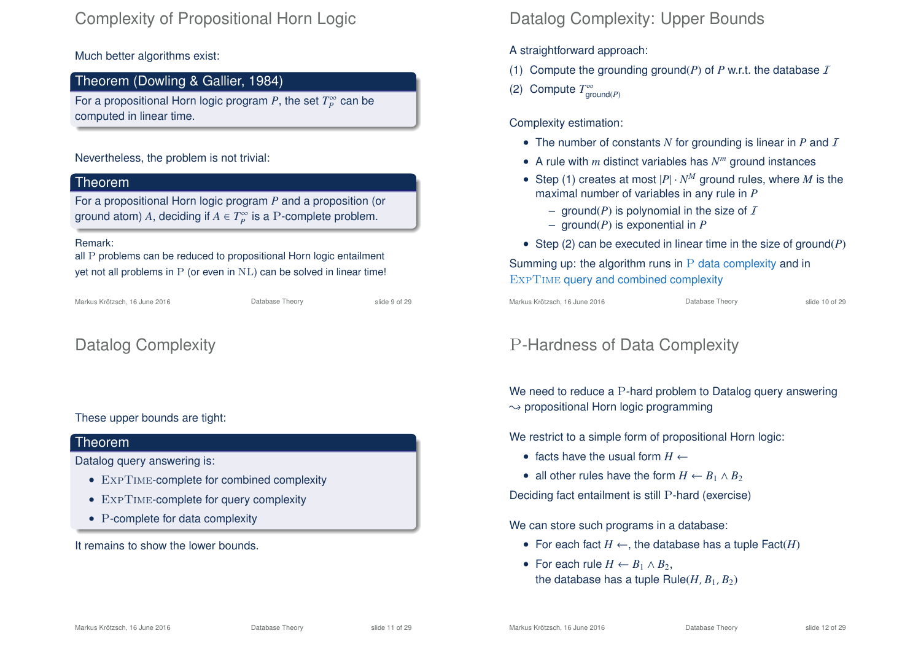## Complexity of Propositional Horn Logic

Much better algorithms exist:

**Theorem (Dowling & Gallier, 1984)**

For a propositional Horn logic program $P$, the set $T_P^\infty$ can be computed in linear time.

Nevertheless, the problem is not trivial:

**Theorem**

For a propositional Horn logic program $P$ and a proposition (or ground atom) $A$, deciding if $A \in T_P^\infty$ is a $\mathrm{P}$-complete problem.

Remark:
all $\mathrm{P}$ problems can be reduced to propositional Horn logic entailment yet not all problems in $\mathrm{P}$ (or even in $\mathrm{NL}$) can be solved in linear time!

## Datalog Complexity: Upper Bounds

A straightforward approach:

(1) Compute the grounding ground($P$) of $P$ w.r.t. the database $\mathcal{I}$

(2) Compute $T^\infty_{\text{ground}(P)}$

Complexity estimation:

- The number of constants $N$ for grounding is linear in $P$ and $\mathcal{I}$
- A rule with $m$ distinct variables has $N^m$ ground instances
- Step (1) creates at most $|P| \cdot N^M$ ground rules, where $M$ is the maximal number of variables in any rule in $P$
  - ground($P$) is polynomial in the size of $\mathcal{I}$
  - ground($P$) is exponential in $P$
- Step (2) can be executed in linear time in the size of ground($P$)

Summing up: the algorithm runs in $\mathrm{P}$ data complexity and in ExpTime query and combined complexity

## Datalog Complexity

These upper bounds are tight:

**Theorem**

Datalog query answering is:

- ExpTime-complete for combined complexity
- ExpTime-complete for query complexity
- $\mathrm{P}$-complete for data complexity

It remains to show the lower bounds.

## $\mathrm{P}$-Hardness of Data Complexity

We need to reduce a $\mathrm{P}$-hard problem to Datalog query answering
$\rightsquigarrow$ propositional Horn logic programming

We restrict to a simple form of propositional Horn logic:

- facts have the usual form $H \leftarrow$
- all other rules have the form $H \leftarrow B_1 \wedge B_2$

Deciding fact entailment is still $\mathrm{P}$-hard (exercise)

We can store such programs in a database:

- For each fact $H \leftarrow$, the database has a tuple Fact($H$)
- For each rule $H \leftarrow B_1 \wedge B_2$,
  the database has a tuple Rule($H, B_1, B_2$)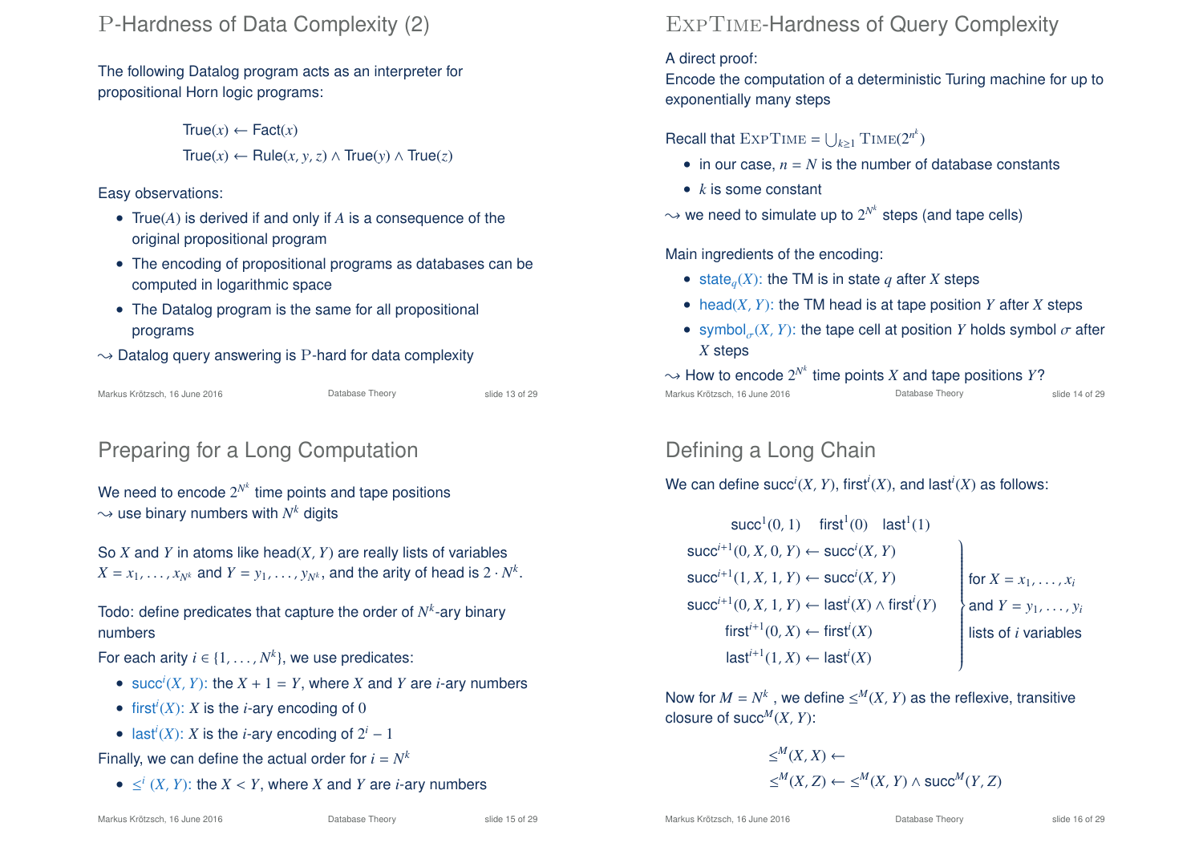# P-Hardness of Data Complexity (2)

The following Datalog program acts as an interpreter for propositional Horn logic programs:

$$\mathsf{True}(x) \leftarrow \mathsf{Fact}(x)$$
$$\mathsf{True}(x) \leftarrow \mathsf{Rule}(x, y, z) \wedge \mathsf{True}(y) \wedge \mathsf{True}(z)$$

Easy observations:

- $\mathsf{True}(A)$ is derived if and only if $A$ is a consequence of the original propositional program
- The encoding of propositional programs as databases can be computed in logarithmic space
- The Datalog program is the same for all propositional programs

$\leadsto$ Datalog query answering is $\mathrm{P}$-hard for data complexity

# ExpTime-Hardness of Query Complexity

A direct proof:
Encode the computation of a deterministic Turing machine for up to exponentially many steps

Recall that $\textsc{ExpTime} = \bigcup_{k \geq 1} \textsc{Time}(2^{n^k})$

- in our case, $n = N$ is the number of database constants
- $k$ is some constant

$\leadsto$ we need to simulate up to $2^{N^k}$ steps (and tape cells)

Main ingredients of the encoding:

- $\mathsf{state}_q(X)$: the TM is in state $q$ after $X$ steps
- $\mathsf{head}(X, Y)$: the TM head is at tape position $Y$ after $X$ steps
- $\mathsf{symbol}_\sigma(X, Y)$: the tape cell at position $Y$ holds symbol $\sigma$ after $X$ steps

$\leadsto$ How to encode $2^{N^k}$ time points $X$ and tape positions $Y$?

# Preparing for a Long Computation

We need to encode $2^{N^k}$ time points and tape positions
$\leadsto$ use binary numbers with $N^k$ digits

So $X$ and $Y$ in atoms like $\mathsf{head}(X, Y)$ are really lists of variables $X = x_1, \ldots, x_{N^k}$ and $Y = y_1, \ldots, y_{N^k}$, and the arity of head is $2 \cdot N^k$.

Todo: define predicates that capture the order of $N^k$-ary binary numbers

For each arity $i \in \{1, \ldots, N^k\}$, we use predicates:

- $\mathsf{succ}^i(X, Y)$: the $X + 1 = Y$, where $X$ and $Y$ are $i$-ary numbers
- $\mathsf{first}^i(X)$: $X$ is the $i$-ary encoding of $0$
- $\mathsf{last}^i(X)$: $X$ is the $i$-ary encoding of $2^i - 1$

Finally, we can define the actual order for $i = N^k$

- $\leq^i(X, Y)$: the $X < Y$, where $X$ and $Y$ are $i$-ary numbers

# Defining a Long Chain

We can define $\mathsf{succ}^i(X, Y)$, $\mathsf{first}^i(X)$, and $\mathsf{last}^i(X)$ as follows:

$$\mathsf{succ}^1(0, 1) \quad \mathsf{first}^1(0) \quad \mathsf{last}^1(1)$$

$$\left.\begin{aligned}
\mathsf{succ}^{i+1}(0, X, 0, Y) &\leftarrow \mathsf{succ}^i(X, Y) \\
\mathsf{succ}^{i+1}(1, X, 1, Y) &\leftarrow \mathsf{succ}^i(X, Y) \\
\mathsf{succ}^{i+1}(0, X, 1, Y) &\leftarrow \mathsf{last}^i(X) \wedge \mathsf{first}^i(Y) \\
\mathsf{first}^{i+1}(0, X) &\leftarrow \mathsf{first}^i(X) \\
\mathsf{last}^{i+1}(1, X) &\leftarrow \mathsf{last}^i(X)
\end{aligned}\right\} \begin{array}{l}\text{for } X = x_1, \ldots, x_i \\ \text{and } Y = y_1, \ldots, y_i \\ \text{lists of } i \text{ variables}\end{array}$$

Now for $M = N^k$, we define $\leq^M(X, Y)$ as the reflexive, transitive closure of $\mathsf{succ}^M(X, Y)$:

$$\leq^M(X, X) \leftarrow$$
$$\leq^M(X, Z) \leftarrow \leq^M(X, Y) \wedge \mathsf{succ}^M(Y, Z)$$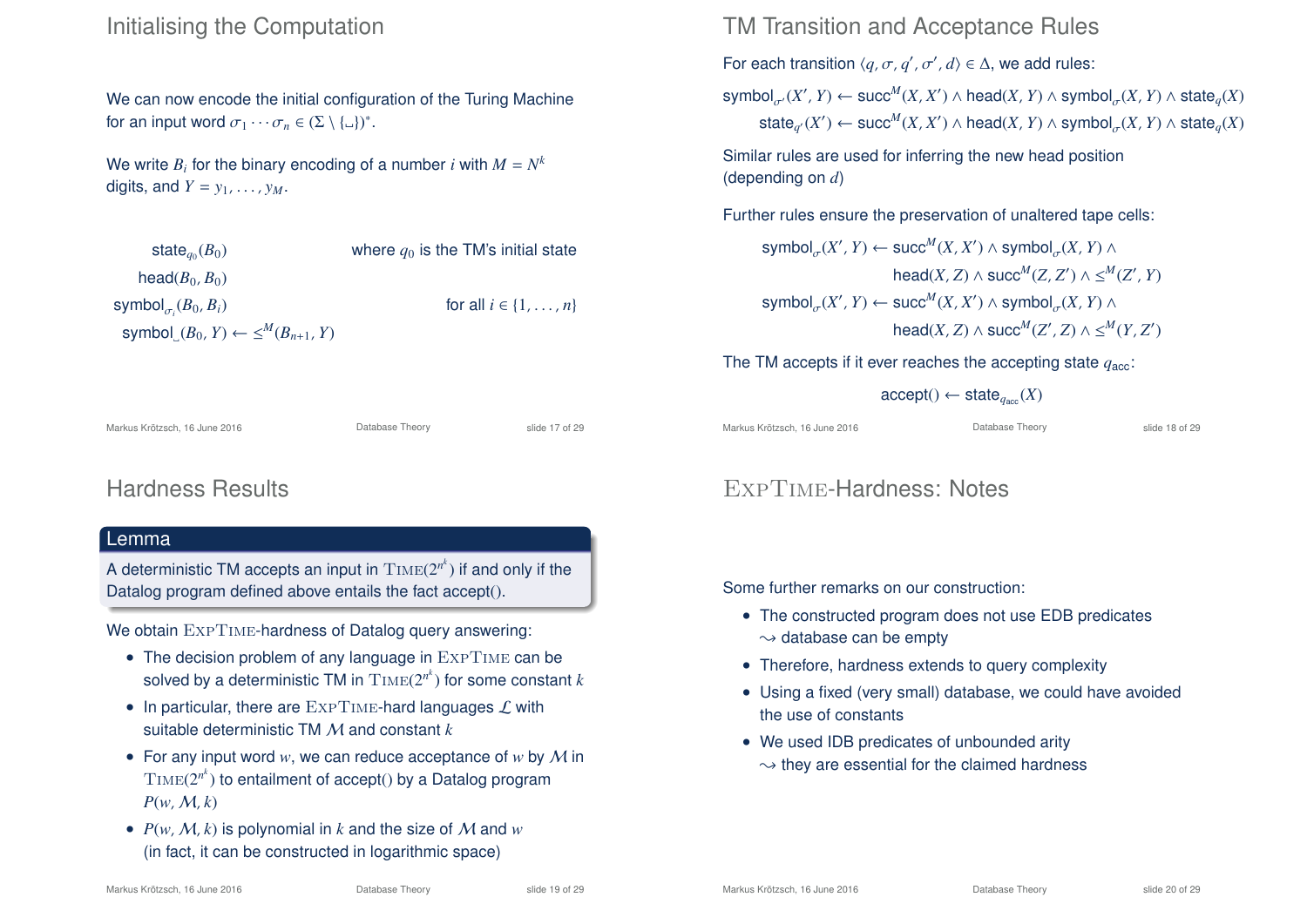## Initialising the Computation

We can now encode the initial configuration of the Turing Machine for an input word $\sigma_1 \cdots \sigma_n \in (\Sigma \setminus \{\llcorner\})^*$.

We write $B_i$ for the binary encoding of a number $i$ with $M = N^k$ digits, and $Y = y_1, \ldots, y_M$.

$$\mathsf{state}_{q_0}(B_0) \qquad \text{where } q_0 \text{ is the TM's initial state}$$

$$\mathsf{head}(B_0, B_0)$$

$$\mathsf{symbol}_{\sigma_i}(B_0, B_i) \qquad \text{for all } i \in \{1, \ldots, n\}$$

$$\mathsf{symbol}_{\llcorner}(B_0, Y) \leftarrow \leq^M(B_{n+1}, Y)$$

## TM Transition and Acceptance Rules

For each transition $\langle q, \sigma, q', \sigma', d \rangle \in \Delta$, we add rules:

$$\mathsf{symbol}_{\sigma'}(X', Y) \leftarrow \mathsf{succ}^M(X, X') \wedge \mathsf{head}(X, Y) \wedge \mathsf{symbol}_{\sigma}(X, Y) \wedge \mathsf{state}_q(X)$$

$$\mathsf{state}_{q'}(X') \leftarrow \mathsf{succ}^M(X, X') \wedge \mathsf{head}(X, Y) \wedge \mathsf{symbol}_{\sigma}(X, Y) \wedge \mathsf{state}_q(X)$$

Similar rules are used for inferring the new head position (depending on $d$)

Further rules ensure the preservation of unaltered tape cells:

$$\mathsf{symbol}_{\sigma}(X', Y) \leftarrow \mathsf{succ}^M(X, X') \wedge \mathsf{symbol}_{\sigma}(X, Y) \wedge \mathsf{head}(X, Z) \wedge \mathsf{succ}^M(Z, Z') \wedge \leq^M(Z', Y)$$

$$\mathsf{symbol}_{\sigma}(X', Y) \leftarrow \mathsf{succ}^M(X, X') \wedge \mathsf{symbol}_{\sigma}(X, Y) \wedge \mathsf{head}(X, Z) \wedge \mathsf{succ}^M(Z', Z) \wedge \leq^M(Y, Z')$$

The TM accepts if it ever reaches the accepting state $q_{\mathsf{acc}}$:

$$\mathsf{accept}() \leftarrow \mathsf{state}_{q_{\mathsf{acc}}}(X)$$

## Hardness Results

**Lemma**

A deterministic TM accepts an input in $\textsc{Time}(2^{n^k})$ if and only if the Datalog program defined above entails the fact accept().

We obtain $\textsc{ExpTime}$-hardness of Datalog query answering:

- The decision problem of any language in $\textsc{ExpTime}$ can be solved by a deterministic TM in $\textsc{Time}(2^{n^k})$ for some constant $k$
- In particular, there are $\textsc{ExpTime}$-hard languages $\mathcal{L}$ with suitable deterministic TM $\mathcal{M}$ and constant $k$
- For any input word $w$, we can reduce acceptance of $w$ by $\mathcal{M}$ in $\textsc{Time}(2^{n^k})$ to entailment of accept() by a Datalog program $P(w, \mathcal{M}, k)$
- $P(w, \mathcal{M}, k)$ is polynomial in $k$ and the size of $\mathcal{M}$ and $w$ (in fact, it can be constructed in logarithmic space)

## ExpTime-Hardness: Notes

Some further remarks on our construction:

- The constructed program does not use EDB predicates
  $\rightsquigarrow$ database can be empty
- Therefore, hardness extends to query complexity
- Using a fixed (very small) database, we could have avoided the use of constants
- We used IDB predicates of unbounded arity
  $\rightsquigarrow$ they are essential for the claimed hardness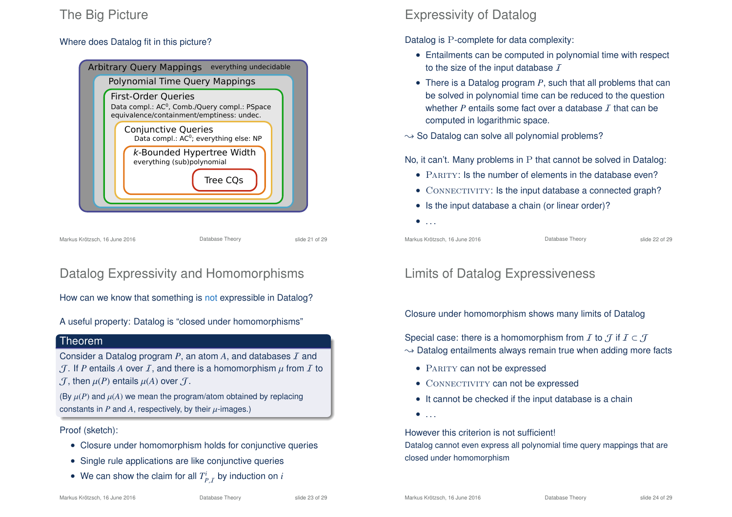## The Big Picture

Where does Datalog fit in this picture?

- Arbitrary Query Mappings — everything undecidable
  - Polynomial Time Query Mappings
    - First-Order Queries
      Data compl.: $AC^0$, Comb./Query compl.: PSpace
      equivalence/containment/emptiness: undec.
      - Conjunctive Queries
        Data compl.: $AC^0$; everything else: NP
        - $k$-Bounded Hypertree Width
          everything (sub)polynomial
          - Tree CQs

## Expressivity of Datalog

Datalog is P-complete for data complexity:

- Entailments can be computed in polynomial time with respect to the size of the input database $\mathcal{I}$
- There is a Datalog program $P$, such that all problems that can be solved in polynomial time can be reduced to the question whether $P$ entails some fact over a database $\mathcal{I}$ that can be computed in logarithmic space.

$\leadsto$ So Datalog can solve all polynomial problems?

No, it can't. Many problems in P that cannot be solved in Datalog:

- PARITY: Is the number of elements in the database even?
- CONNECTIVITY: Is the input database a connected graph?
- Is the input database a chain (or linear order)?
- ...

## Datalog Expressivity and Homomorphisms

How can we know that something is not expressible in Datalog?

A useful property: Datalog is "closed under homomorphisms"

**Theorem**

Consider a Datalog program $P$, an atom $A$, and databases $\mathcal{I}$ and $\mathcal{J}$. If $P$ entails $A$ over $\mathcal{I}$, and there is a homomorphism $\mu$ from $\mathcal{I}$ to $\mathcal{J}$, then $\mu(P)$ entails $\mu(A)$ over $\mathcal{J}$.

(By $\mu(P)$ and $\mu(A)$ we mean the program/atom obtained by replacing constants in $P$ and $A$, respectively, by their $\mu$-images.)

Proof (sketch):

- Closure under homomorphism holds for conjunctive queries
- Single rule applications are like conjunctive queries
- We can show the claim for all $T^i_{P,\mathcal{I}}$ by induction on $i$

## Limits of Datalog Expressiveness

Closure under homomorphism shows many limits of Datalog

Special case: there is a homomorphism from $\mathcal{I}$ to $\mathcal{J}$ if $\mathcal{I} \subset \mathcal{J}$
$\leadsto$ Datalog entailments always remain true when adding more facts

- PARITY can not be expressed
- CONNECTIVITY can not be expressed
- It cannot be checked if the input database is a chain
- ...

However this criterion is not sufficient!
Datalog cannot even express all polynomial time query mappings that are closed under homomorphism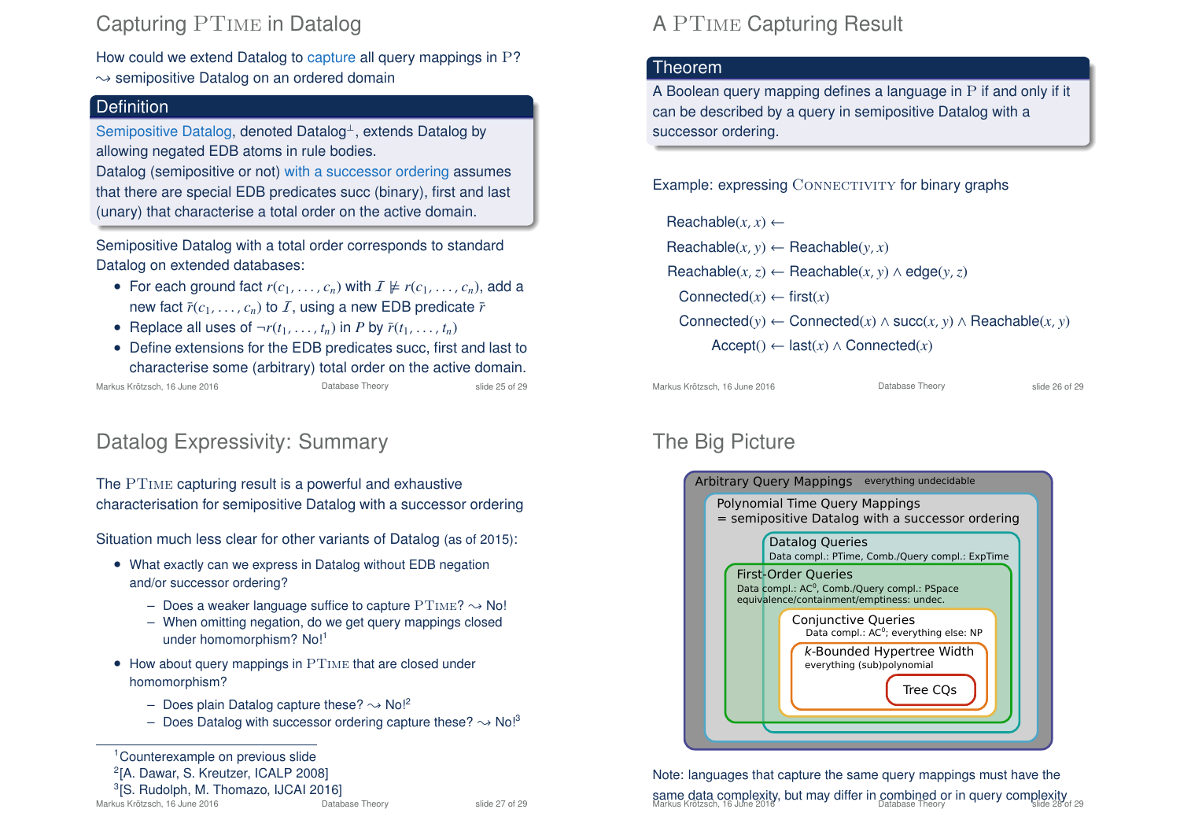## Capturing PTime in Datalog

How could we extend Datalog to capture all query mappings in P?
⇝ semipositive Datalog on an ordered domain

### Definition

Semipositive Datalog, denoted Datalog$^{\perp}$, extends Datalog by allowing negated EDB atoms in rule bodies.
Datalog (semipositive or not) with a successor ordering assumes that there are special EDB predicates succ (binary), first and last (unary) that characterise a total order on the active domain.

Semipositive Datalog with a total order corresponds to standard Datalog on extended databases:

- For each ground fact $r(c_1, \ldots, c_n)$ with $\mathcal{I} \not\models r(c_1, \ldots, c_n)$, add a new fact $\bar{r}(c_1, \ldots, c_n)$ to $\mathcal{I}$, using a new EDB predicate $\bar{r}$
- Replace all uses of $\neg r(t_1, \ldots, t_n)$ in $P$ by $\bar{r}(t_1, \ldots, t_n)$
- Define extensions for the EDB predicates succ, first and last to characterise some (arbitrary) total order on the active domain.

## A PTime Capturing Result

### Theorem

A Boolean query mapping defines a language in P if and only if it can be described by a query in semipositive Datalog with a successor ordering.

Example: expressing Connectivity for binary graphs

$$\mathsf{Reachable}(x, x) \leftarrow$$
$$\mathsf{Reachable}(x, y) \leftarrow \mathsf{Reachable}(y, x)$$
$$\mathsf{Reachable}(x, z) \leftarrow \mathsf{Reachable}(x, y) \wedge \mathsf{edge}(y, z)$$
$$\mathsf{Connected}(x) \leftarrow \mathsf{first}(x)$$
$$\mathsf{Connected}(y) \leftarrow \mathsf{Connected}(x) \wedge \mathsf{succ}(x, y) \wedge \mathsf{Reachable}(x, y)$$
$$\mathsf{Accept}() \leftarrow \mathsf{last}(x) \wedge \mathsf{Connected}(x)$$

## Datalog Expressivity: Summary

The PTime capturing result is a powerful and exhaustive characterisation for semipositive Datalog with a successor ordering

Situation much less clear for other variants of Datalog (as of 2015):

- What exactly can we express in Datalog without EDB negation and/or successor ordering?
  - Does a weaker language suffice to capture PTime? ⇝ No!
  - When omitting negation, do we get query mappings closed under homomorphism? No![1]
- How about query mappings in PTime that are closed under homomorphism?
  - Does plain Datalog capture these? ⇝ No![2]
  - Does Datalog with successor ordering capture these? ⇝ No![3]

[1] Counterexample on previous slide
[2] [A. Dawar, S. Kreutzer, ICALP 2008]
[3] [S. Rudolph, M. Thomazo, IJCAI 2016]

## The Big Picture

- Arbitrary Query Mappings — everything undecidable
  - Polynomial Time Query Mappings = semipositive Datalog with a successor ordering
    - Datalog Queries — Data compl.: PTime, Comb./Query compl.: ExpTime
    - First-Order Queries — Data compl.: AC$^0$, Comb./Query compl.: PSpace; equivalence/containment/emptiness: undec.
      - Conjunctive Queries — Data compl.: AC$^0$; everything else: NP
        - $k$-Bounded Hypertree Width — everything (sub)polynomial
          - Tree CQs

Note: languages that capture the same query mappings must have the same data complexity, but may differ in combined or in query complexity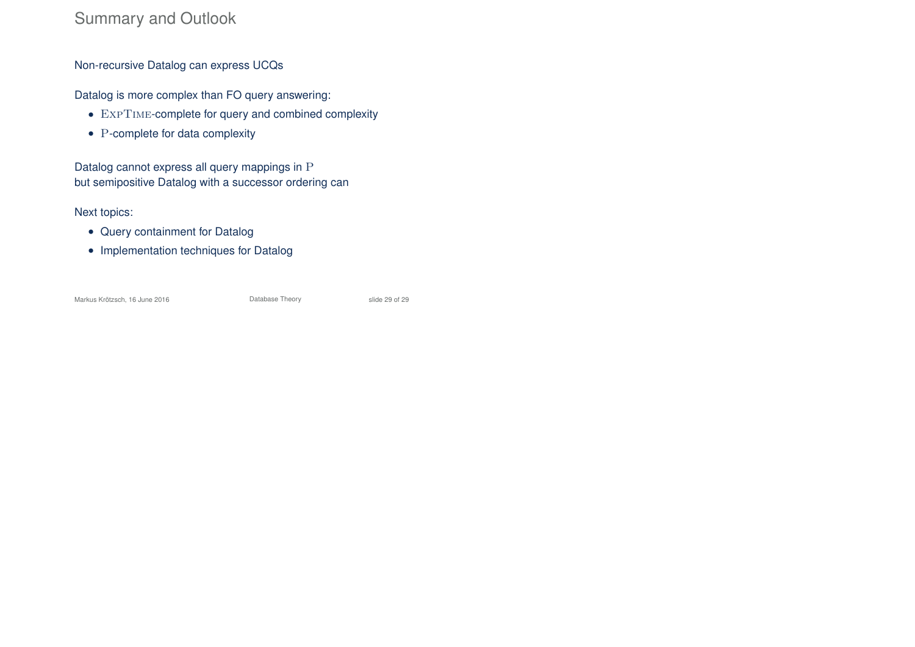# Summary and Outlook

Non-recursive Datalog can express UCQs

Datalog is more complex than FO query answering:

- ExpTime-complete for query and combined complexity
- P-complete for data complexity

Datalog cannot express all query mappings in P
but semipositive Datalog with a successor ordering can

Next topics:

- Query containment for Datalog
- Implementation techniques for Datalog